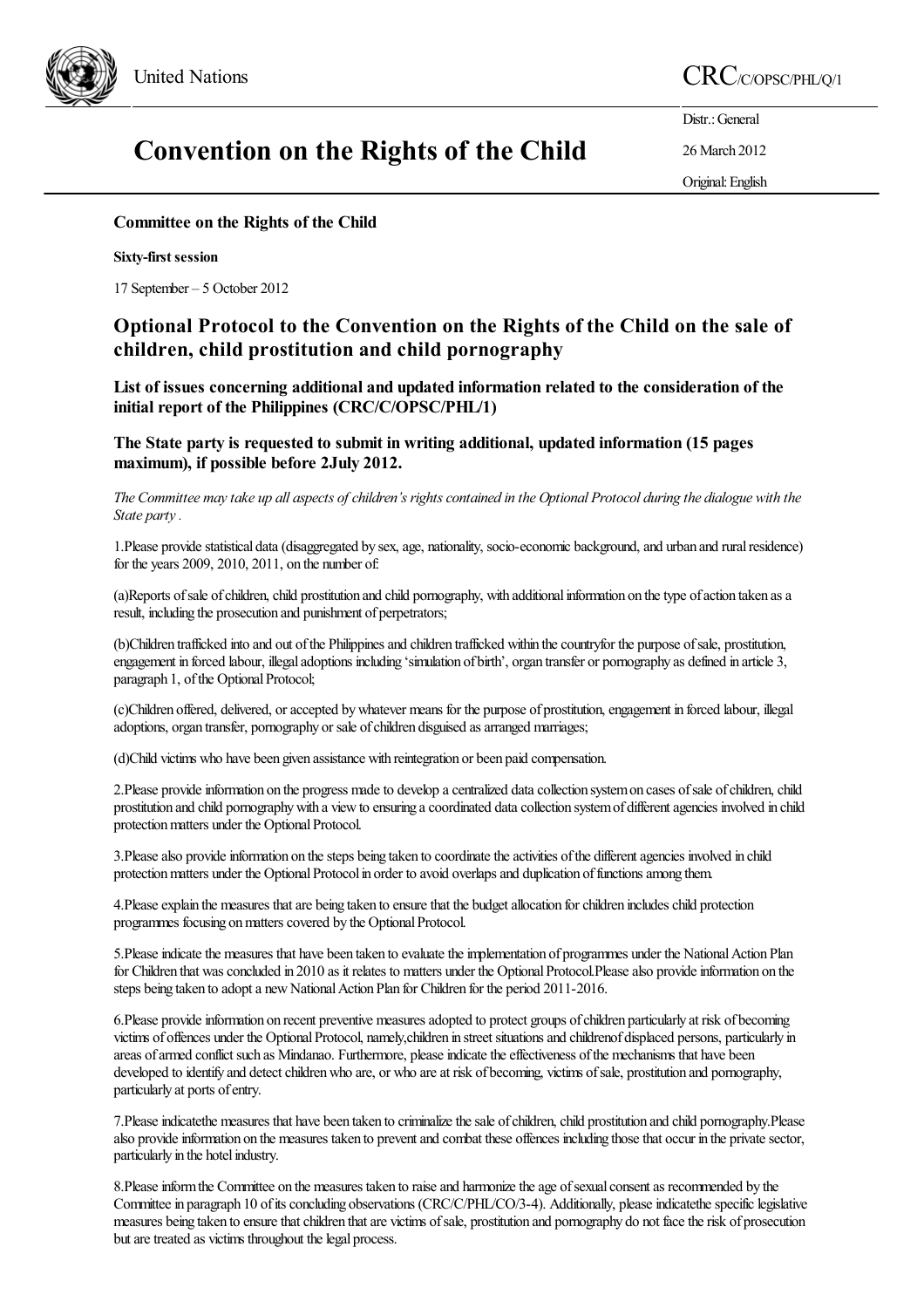United Nations

CRC/C/OPSC/PHL/Q/1

# Convention on the Rights of the Child

Distr.: General

26 March 2012

Original: English

**Committee on the Rights of the Child**

**Sixty-first session**

17 September – 5 October 2012

## Optional Protocol to the Convention on the Rights of the Child on the sale of children, child prostitution and child pornography

### List of issues concerning additional and updated information related to the consideration of the initial report of the Philippines (CRC/C/OPSC/PHL/1)

### The State party is requested to submit in writing additional, updated information (15 pages maximum), if possible before 2July 2012.

*The Committee may take up all aspects of children's rights contained in the Optional Protocol during the dialogue with the State party .*

1.Please provide statistical data (disaggregated by sex, age, nationality, socio-economic background, and urban and rural residence) for the years 2009, 2010, 2011, on the number of:

(a)Reports of sale of children, child prostitution and child pornography, with additional information on the type of action taken as a result, including the prosecution and punishment of perpetrators;

(b)Children trafficked into and out of the Philippines and children trafficked within the countryfor the purpose of sale, prostitution, engagement in forced labour, illegal adoptions including 'simulation of birth', organ transfer or pornography as defined in article 3, paragraph 1, of the Optional Protocol;

(c)Children offered, delivered, or accepted by whatever means for the purpose of prostitution, engagement in forced labour, illegal adoptions, organ transfer, pornography or sale of children disguised as arranged marriages;

(d)Child victims who have been given assistance with reintegration or been paid compensation.

2.Please provide information on the progress made to develop a centralized data collection system on cases of sale of children, child prostitution and child pornography with a view to ensuring a coordinated data collection system of different agencies involved in child protection matters under the Optional Protocol.

3.Please also provide information on the steps being taken to coordinate the activities of the different agencies involved in child protection matters under the Optional Protocol in order to avoid overlaps and duplication of functions among them.

4.Please explain the measures that are being taken to ensure that the budget allocation for children includes child protection programmes focusing on matters covered by the Optional Protocol.

5.Please indicate the measures that have been taken to evaluate the implementation of programmes under the National Action Plan for Children that was concluded in 2010 as it relates to matters under the Optional Protocol.Please also provide information on the steps being taken to adopt a new National Action Plan for Children for the period 2011-2016.

6.Please provide information on recent preventive measures adopted to protect groups of children particularly at risk of becoming victims of offences under the Optional Protocol, namely,children in street situations and childrenof displaced persons, particularly in areas of armed conflict such as Mindanao. Furthermore, please indicate the effectiveness of the mechanisms that have been developed to identify and detect children who are, or who are at risk of becoming, victims of sale, prostitution and pornography, particularly at ports of entry.

7.Please indicatethe measures that have been taken to criminalize the sale of children, child prostitution and child pornography.Please also provide information on the measures taken to prevent and combat these offences including those that occur in the private sector, particularly in the hotel industry.

8.Please inform the Committee on the measures taken to raise and harmonize the age of sexual consent as recommended by the Committee in paragraph 10 of its concluding observations (CRC/C/PHL/CO/3-4). Additionally, please indicatethe specific legislative measures being taken to ensure that children that are victims of sale, prostitution and pornography do not face the risk of prosecution but are treated as victims throughout the legal process.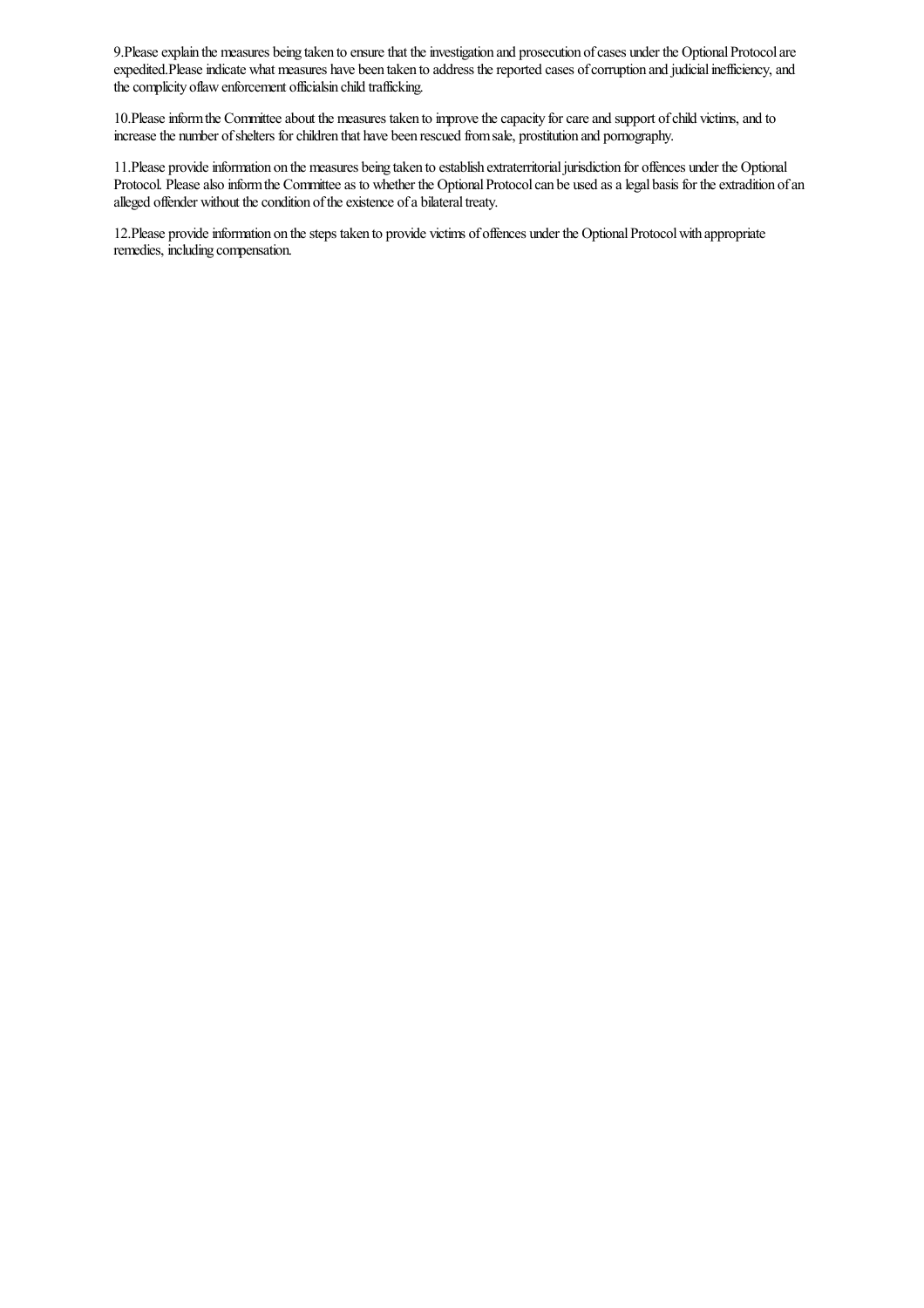9.Please explain the measures being taken to ensure that the investigation and prosecution of cases under the Optional Protocol are expedited.Please indicate what measures have been taken to address the reported cases of corruption and judicial inefficiency, and the complicity oflaw enforcement officialsin child trafficking.

10.Please inform the Committee about the measures taken to improve the capacity for care and support of child victims, and to increase the number of shelters for children that have been rescued from sale, prostitution and pornography.

11.Please provide information on the measures being taken to establish extraterritorial jurisdiction for offences under the Optional Protocol. Please also inform the Committee as to whether the Optional Protocol can be used as a legal basis for the extradition of an alleged offender without the condition of the existence of a bilateral treaty.

12.Please provide information on the steps taken to provide victims of offences under the Optional Protocol with appropriate remedies, including compensation.